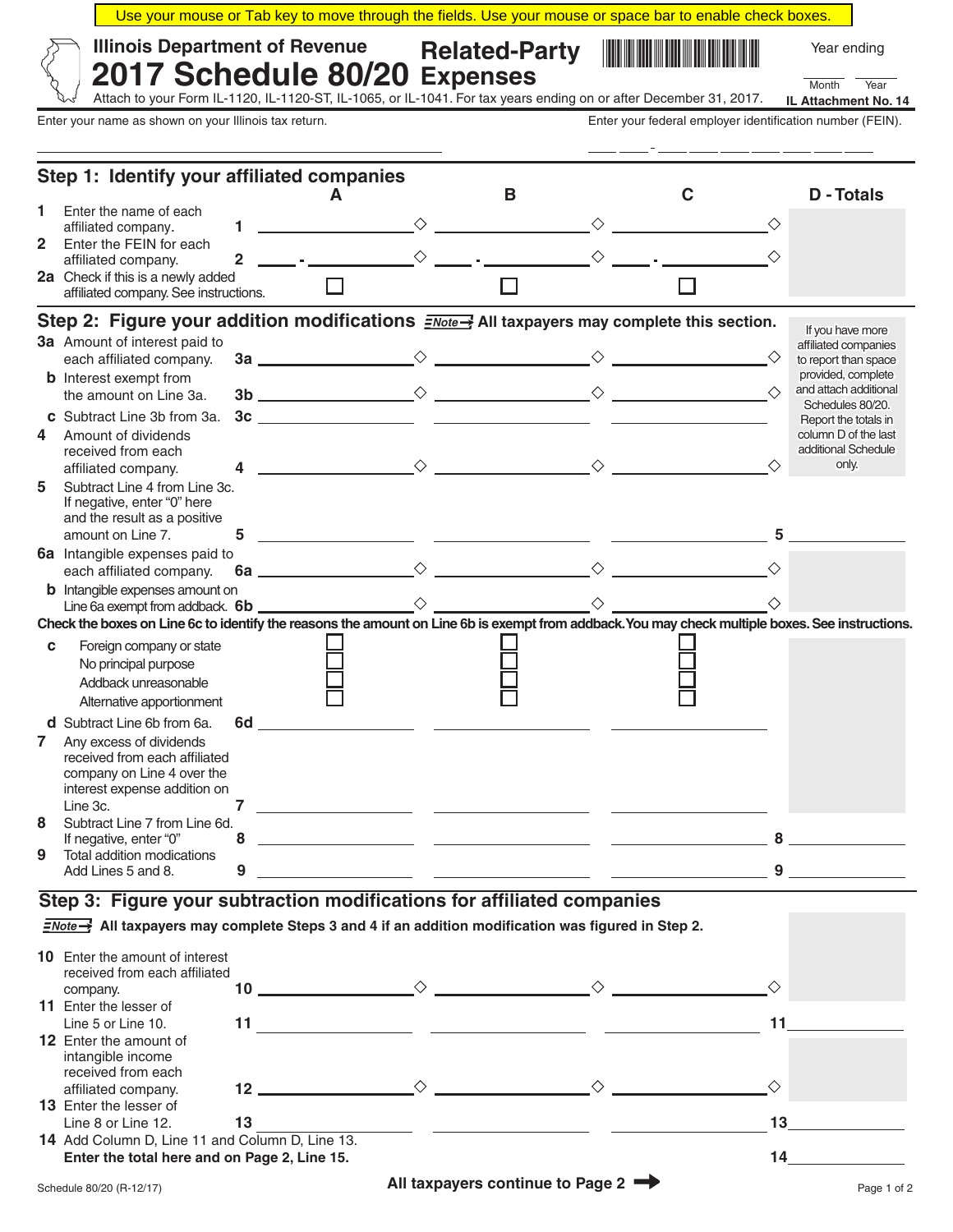Use your mouse or Tab key to move through the fields. Use your mouse or space bar to enable check boxes.

# Illinois Department of Revenue
# 2017 Schedule 80/20 Related-Party Expenses

Year ending ____ Month ____ Year

Attach to your Form IL-1120, IL-1120-ST, IL-1065, or IL-1041. For tax years ending on or after December 31, 2017.

IL Attachment No. 14

Enter your name as shown on your Illinois tax return. ______________________

Enter your federal employer identification number (FEIN). ___ ___ - ___ ___ ___ ___ ___ ___ ___

## Step 1: Identify your affiliated companies

| | | A | B | C | D - Totals |
|---|---|---|---|---|---|
| **1** Enter the name of each affiliated company. | 1 | | | | |
| **2** Enter the FEIN for each affiliated company. | 2 | ___ - ______ | ___ - ______ | ___ - ______ | |
| **2a** Check if this is a newly added affiliated company. See instructions. | | ☐ | ☐ | ☐ | |

## Step 2: Figure your addition modifications

**Note** All taxpayers may complete this section.

*If you have more affiliated companies to report than space provided, complete and attach additional Schedules 80/20. Report the totals in column D of the last additional Schedule only.*

| | | A | B | C | D - Totals |
|---|---|---|---|---|---|
| **3a** Amount of interest paid to each affiliated company. | 3a | | | | |
| **b** Interest exempt from the amount on Line 3a. | 3b | | | | |
| **c** Subtract Line 3b from 3a. | 3c | | | | |
| **4** Amount of dividends received from each affiliated company. | 4 | | | | |
| **5** Subtract Line 4 from Line 3c. If negative, enter "0" here and the result as a positive amount on Line 7. | 5 | | | | 5 |
| **6a** Intangible expenses paid to each affiliated company. | 6a | | | | |
| **b** Intangible expenses amount on Line 6a exempt from addback. | 6b | | | | |

**Check the boxes on Line 6c to identify the reasons the amount on Line 6b is exempt from addback. You may check multiple boxes. See instructions.**

| | | A | B | C | D - Totals |
|---|---|---|---|---|---|
| **c** Foreign company or state | | ☐ | ☐ | ☐ | |
| No principal purpose | | ☐ | ☐ | ☐ | |
| Addback unreasonable | | ☐ | ☐ | ☐ | |
| Alternative apportionment | | ☐ | ☐ | ☐ | |
| **d** Subtract Line 6b from 6a. | 6d | | | | |
| **7** Any excess of dividends received from each affiliated company on Line 4 over the interest expense addition on Line 3c. | 7 | | | | |
| **8** Subtract Line 7 from Line 6d. If negative, enter "0" | 8 | | | | 8 |
| **9** Total addition modications Add Lines 5 and 8. | 9 | | | | 9 |

## Step 3: Figure your subtraction modifications for affiliated companies

**Note** All taxpayers may complete Steps 3 and 4 if an addition modification was figured in Step 2.

| | | A | B | C | D - Totals |
|---|---|---|---|---|---|
| **10** Enter the amount of interest received from each affiliated company. | 10 | | | | |
| **11** Enter the lesser of Line 5 or Line 10. | 11 | | | | 11 |
| **12** Enter the amount of intangible income received from each affiliated company. | 12 | | | | |
| **13** Enter the lesser of Line 8 or Line 12. | 13 | | | | 13 |
| **14** Add Column D, Line 11 and Column D, Line 13. **Enter the total here and on Page 2, Line 15.** | | | | | 14 |

**All taxpayers continue to Page 2 →**

Schedule 80/20 (R-12/17)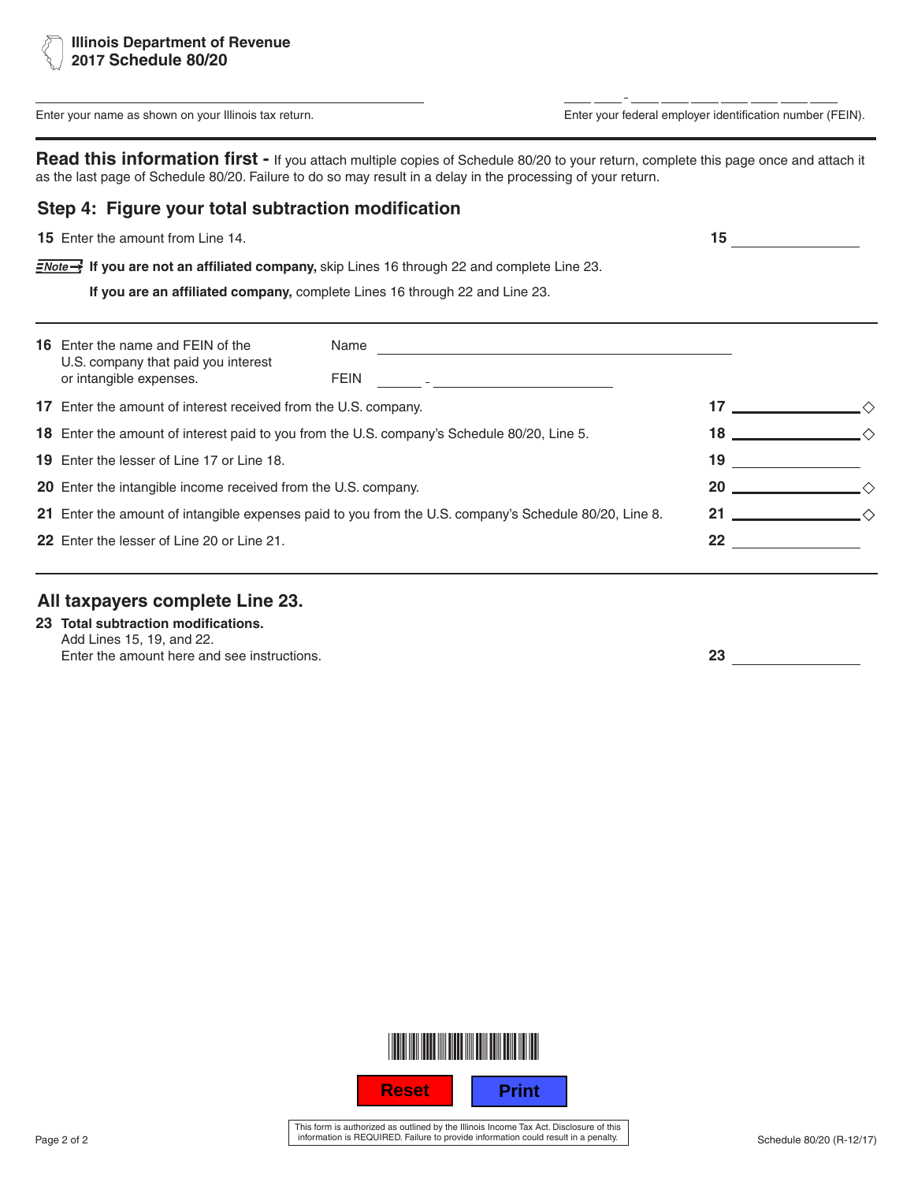**Illinois Department of Revenue**
**2017 Schedule 80/20**

Enter your name as shown on your Illinois tax return. ______________________

Enter your federal employer identification number (FEIN). __ __ - __ __ __ __ __ __ __

**Read this information first -** If you attach multiple copies of Schedule 80/20 to your return, complete this page once and attach it as the last page of Schedule 80/20. Failure to do so may result in a delay in the processing of your return.

## Step 4: Figure your total subtraction modification

**15** Enter the amount from Line 14. **15** ______________

*Note* **If you are not an affiliated company,** skip Lines 16 through 22 and complete Line 23.

**If you are an affiliated company,** complete Lines 16 through 22 and Line 23.

---

**16** Enter the name and FEIN of the U.S. company that paid you interest or intangible expenses.

Name ______________________

FEIN ____ - ______________

**17** Enter the amount of interest received from the U.S. company. **17** ______________ ◇

**18** Enter the amount of interest paid to you from the U.S. company's Schedule 80/20, Line 5. **18** ______________ ◇

**19** Enter the lesser of Line 17 or Line 18. **19** ______________

**20** Enter the intangible income received from the U.S. company. **20** ______________ ◇

**21** Enter the amount of intangible expenses paid to you from the U.S. company's Schedule 80/20, Line 8. **21** ______________ ◇

**22** Enter the lesser of Line 20 or Line 21. **22** ______________

---

## All taxpayers complete Line 23.

**23** **Total subtraction modifications.**
Add Lines 15, 19, and 22.
Enter the amount here and see instructions. **23** ______________

Reset Print

This form is authorized as outlined by the Illinois Income Tax Act. Disclosure of this information is REQUIRED. Failure to provide information could result in a penalty.

Schedule 80/20 (R-12/17)